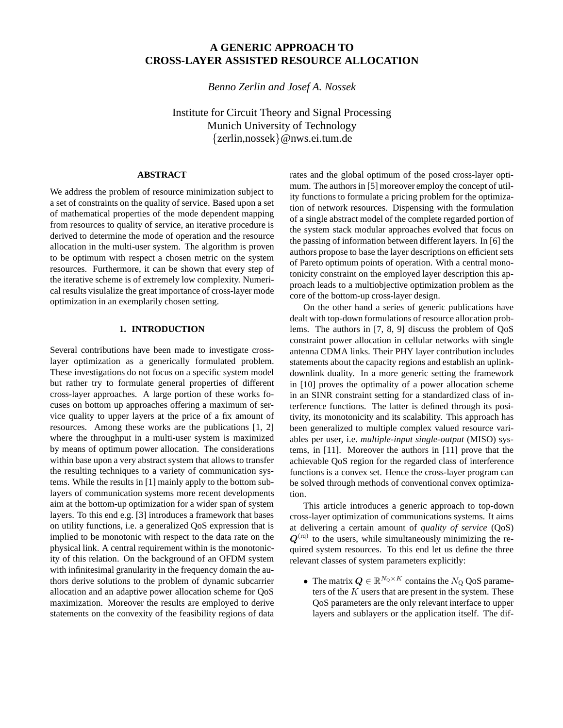# A GENERIC APPROACH TO CROSS-LAYER ASSISTED RESOURCE ALLOCATION

*Benno Zerlin and Josef A. Nossek*

Institute for Circuit Theory and Signal Processing
Munich University of Technology
{zerlin,nossek}@nws.ei.tum.de

## ABSTRACT

We address the problem of resource minimization subject to a set of constraints on the quality of service. Based upon a set of mathematical properties of the mode dependent mapping from resources to quality of service, an iterative procedure is derived to determine the mode of operation and the resource allocation in the multi-user system. The algorithm is proven to be optimum with respect a chosen metric on the system resources. Furthermore, it can be shown that every step of the iterative scheme is of extremely low complexity. Numerical results visulalize the great importance of cross-layer mode optimization in an exemplarily chosen setting.

## 1. INTRODUCTION

Several contributions have been made to investigate cross-layer optimization as a generically formulated problem. These investigations do not focus on a specific system model but rather try to formulate general properties of different cross-layer approaches. A large portion of these works focuses on bottom up approaches offering a maximum of service quality to upper layers at the price of a fix amount of resources. Among these works are the publications [1, 2] where the throughput in a multi-user system is maximized by means of optimum power allocation. The considerations within base upon a very abstract system that allows to transfer the resulting techniques to a variety of communication systems. While the results in [1] mainly apply to the bottom sublayers of communication systems more recent developments aim at the bottom-up optimization for a wider span of system layers. To this end e.g. [3] introduces a framework that bases on utility functions, i.e. a generalized QoS expression that is implied to be monotonic with respect to the data rate on the physical link. A central requirement within is the monotonicity of this relation. On the background of an OFDM system with infinitesimal granularity in the frequency domain the authors derive solutions to the problem of dynamic subcarrier allocation and an adaptive power allocation scheme for QoS maximization. Moreover the results are employed to derive statements on the convexity of the feasibility regions of data rates and the global optimum of the posed cross-layer optimum. The authors in [5] moreover employ the concept of utility functions to formulate a pricing problem for the optimization of network resources. Dispensing with the formulation of a single abstract model of the complete regarded portion of the system stack modular approaches evolved that focus on the passing of information between different layers. In [6] the authors propose to base the layer descriptions on efficient sets of Pareto optimum points of operation. With a central monotonicity constraint on the employed layer description this approach leads to a multiobjective optimization problem as the core of the bottom-up cross-layer design.

On the other hand a series of generic publications have dealt with top-down formulations of resource allocation problems. The authors in [7, 8, 9] discuss the problem of QoS constraint power allocation in cellular networks with single antenna CDMA links. Their PHY layer contribution includes statements about the capacity regions and establish an uplink-downlink duality. In a more generic setting the framework in [10] proves the optimality of a power allocation scheme in an SINR constraint setting for a standardized class of interference functions. The latter is defined through its positivity, its monotonicity and its scalability. This approach has been generalized to multiple complex valued resource variables per user, i.e. *multiple-input single-output* (MISO) systems, in [11]. Moreover the authors in [11] prove that the achievable QoS region for the regarded class of interference functions is a convex set. Hence the cross-layer program can be solved through methods of conventional convex optimization.

This article introduces a generic approach to top-down cross-layer optimization of communications systems. It aims at delivering a certain amount of *quality of service* (QoS) $\boldsymbol{Q}^{(\mathrm{rq})}$ to the users, while simultaneously minimizing the required system resources. To this end let us define the three relevant classes of system parameters explicitly:

- The matrix $\boldsymbol{Q} \in \mathbb{R}^{N_{\mathrm{Q}} \times K}$ contains the $N_{\mathrm{Q}}$ QoS parameters of the $K$ users that are present in the system. These QoS parameters are the only relevant interface to upper layers and sublayers or the application itself. The dif-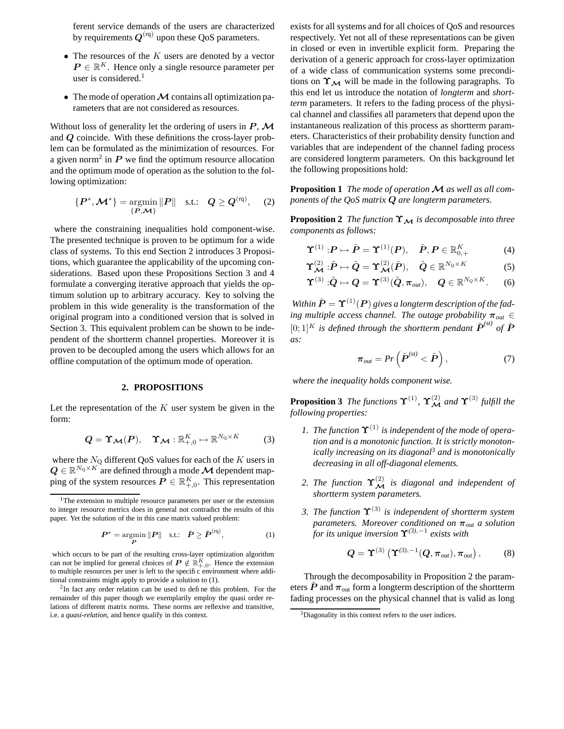ferent service demands of the users are characterized by requirements $\boldsymbol{Q}^{(\mathrm{rq})}$ upon these QoS parameters.

- The resources of the $K$ users are denoted by a vector $\boldsymbol{P} \in \mathbb{R}^K$. Hence only a single resource parameter per user is considered.[1]
- The mode of operation $\boldsymbol{\mathcal{M}}$ contains all optimization parameters that are not considered as resources.

Without loss of generality let the ordering of users in $\boldsymbol{P}$, $\boldsymbol{\mathcal{M}}$ and $\boldsymbol{Q}$ coincide. With these definitions the cross-layer problem can be formulated as the minimization of resources. For a given norm[2] in $\boldsymbol{P}$ we find the optimum resource allocation and the optimum mode of operation as the solution to the following optimization:

$$\{\boldsymbol{P}^*, \boldsymbol{\mathcal{M}}^*\} = \underset{\{\boldsymbol{P}, \boldsymbol{\mathcal{M}}\}}{\operatorname{argmin}} \|\boldsymbol{P}\| \quad \text{s.t.:} \quad \boldsymbol{Q} \geq \boldsymbol{Q}^{(\mathrm{rq})}, \tag{2}$$

where the constraining inequalities hold component-wise. The presented technique is proven to be optimum for a wide class of systems. To this end Section 2 introduces 3 Propositions, which guarantee the applicability of the upcoming considerations. Based upon these Propositions Section 3 and 4 formulate a converging iterative approach that yields the optimum solution up to arbitrary accuracy. Key to solving the problem in this wide generality is the transformation of the original program into a conditioned version that is solved in Section 3. This equivalent problem can be shown to be independent of the shortterm channel properties. Moreover it is proven to be decoupled among the users which allows for an offline computation of the optimum mode of operation.

## 2. PROPOSITIONS

Let the representation of the $K$ user system be given in the form:

$$\boldsymbol{Q} = \boldsymbol{\Upsilon}_{\boldsymbol{\mathcal{M}}}(\boldsymbol{P}), \quad \boldsymbol{\Upsilon}_{\boldsymbol{\mathcal{M}}} : \mathbb{R}^K_{+,0} \mapsto \mathbb{R}^{N_{\mathrm{Q}} \times K} \tag{3}$$

where the $N_{\mathrm{Q}}$ different QoS values for each of the $K$ users in $\boldsymbol{Q} \in \mathbb{R}^{N_{\mathrm{Q}} \times K}$ are defined through a mode $\boldsymbol{\mathcal{M}}$ dependent mapping of the system resources $\boldsymbol{P} \in \mathbb{R}^K_{+,0}$. This representation exists for all systems and for all choices of QoS and resources respectively. Yet not all of these representations can be given in closed or even in invertible explicit form. Preparing the derivation of a generic approach for cross-layer optimization of a wide class of communication systems some preconditions on $\boldsymbol{\Upsilon}_{\boldsymbol{\mathcal{M}}}$ will be made in the following paragraphs. To this end let us introduce the notation of *longterm* and *shortterm* parameters. It refers to the fading process of the physical channel and classifies all parameters that depend upon the instantaneous realization of this process as shortterm parameters. Characteristics of their probability density function and variables that are independent of the channel fading process are considered longterm parameters. On this background let the following propositions hold:

**Proposition 1** *The mode of operation $\boldsymbol{\mathcal{M}}$ as well as all components of the QoS matrix $\boldsymbol{Q}$ are longterm parameters.*

**Proposition 2** *The function $\boldsymbol{\Upsilon}_{\boldsymbol{\mathcal{M}}}$ is decomposable into three components as follows:*

$$\boldsymbol{\Upsilon}^{(1)} : \boldsymbol{P} \mapsto \tilde{\boldsymbol{P}} = \boldsymbol{\Upsilon}^{(1)}(\boldsymbol{P}), \quad \tilde{\boldsymbol{P}}, \boldsymbol{P} \in \mathbb{R}^K_{0,+} \tag{4}$$

$$\boldsymbol{\Upsilon}^{(2)}_{\boldsymbol{\mathcal{M}}} : \tilde{\boldsymbol{P}} \mapsto \tilde{\boldsymbol{Q}} = \boldsymbol{\Upsilon}^{(2)}_{\boldsymbol{\mathcal{M}}}(\tilde{\boldsymbol{P}}), \quad \tilde{\boldsymbol{Q}} \in \mathbb{R}^{N_Q \times K} \tag{5}$$

$$\boldsymbol{\Upsilon}^{(3)} : \tilde{\boldsymbol{Q}} \mapsto \boldsymbol{Q} = \boldsymbol{\Upsilon}^{(3)}(\tilde{\boldsymbol{Q}}, \boldsymbol{\pi}_{out}), \quad \boldsymbol{Q} \in \mathbb{R}^{N_Q \times K}. \tag{6}$$

*Within $\tilde{\boldsymbol{P}} = \boldsymbol{\Upsilon}^{(1)}(\boldsymbol{P})$ gives a longterm description of the fading multiple access channel. The outage probability $\boldsymbol{\pi}_{out} \in [0;1]^K$ is defined through the shortterm pendant $\tilde{\boldsymbol{P}}^{(st)}$ of $\tilde{\boldsymbol{P}}$ as:*

$$\boldsymbol{\pi}_{out} = Pr\left(\tilde{\boldsymbol{P}}^{(st)} < \tilde{\boldsymbol{P}}\right), \tag{7}$$

*where the inequality holds component wise.*

**Proposition 3** *The functions $\boldsymbol{\Upsilon}^{(1)}$, $\boldsymbol{\Upsilon}^{(2)}_{\boldsymbol{\mathcal{M}}}$ and $\boldsymbol{\Upsilon}^{(3)}$ fulfill the following properties:*

1. *The function $\boldsymbol{\Upsilon}^{(1)}$ is independent of the mode of operation and is a monotonic function. It is strictly monotonically increasing on its diagonal[3] and is monotonically decreasing in all off-diagonal elements.*
2. *The function $\boldsymbol{\Upsilon}^{(2)}_{\boldsymbol{\mathcal{M}}}$ is diagonal and independent of shortterm system parameters.*
3. *The function $\boldsymbol{\Upsilon}^{(3)}$ is independent of shortterm system parameters. Moreover conditioned on $\boldsymbol{\pi}_{out}$ a solution for its unique inversion $\boldsymbol{\Upsilon}^{(3),-1}$ exists with*

$$\boldsymbol{Q} = \boldsymbol{\Upsilon}^{(3)}\left(\boldsymbol{\Upsilon}^{(3),-1}(\boldsymbol{Q}, \boldsymbol{\pi}_{out}), \boldsymbol{\pi}_{out}\right), \tag{8}$$

Through the decomposability in Proposition 2 the parameters $\tilde{\boldsymbol{P}}$ and $\boldsymbol{\pi}_{\mathrm{out}}$ form a longterm description of the shortterm fading processes on the physical channel that is valid as long

---

[1] The extension to multiple resource parameters per user or the extension to integer resource metrics does in general not contradict the results of this paper. Yet the solution of the in this case matrix valued problem:

$$\boldsymbol{P}^* = \underset{\boldsymbol{P}}{\operatorname{argmin}} \|\boldsymbol{P}\| \quad \text{s.t.:} \quad \tilde{\boldsymbol{P}} \geq \tilde{\boldsymbol{P}}^{(\mathrm{rq})}, \tag{1}$$

which occurs to be part of the resulting cross-layer optimization algorithm can not be implied for general choices of $\boldsymbol{P} \notin \mathbb{R}^K_{+,0}$. Hence the extension to multiple resources per user is left to the specific environment where additional constraints might apply to provide a solution to (1).

[2] In fact any order relation can be used to define this problem. For the remainder of this paper though we exemplarily employ the quasi order relations of different matrix norms. These norms are reflexive and transitive, i.e. a *quasi-relation*, and hence qualify in this context.

[3] Diagonality in this context refers to the user indices.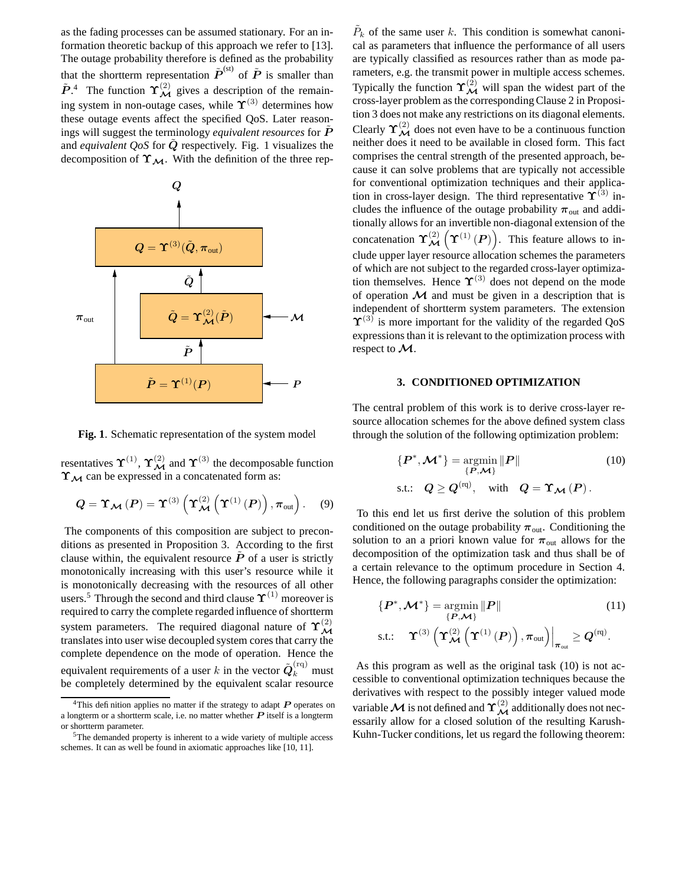as the fading processes can be assumed stationary. For an information theoretic backup of this approach we refer to [13]. The outage probability therefore is defined as the probability that the shortterm representation $\tilde{\boldsymbol{P}}^{(\text{st})}$ of $\tilde{\boldsymbol{P}}$ is smaller than $\tilde{\boldsymbol{P}}$.[4] The function $\boldsymbol{\Upsilon}^{(2)}_{\mathcal{M}}$ gives a description of the remaining system in non-outage cases, while $\boldsymbol{\Upsilon}^{(3)}$ determines how these outage events affect the specified QoS. Later reasonings will suggest the terminology *equivalent resources* for $\tilde{\boldsymbol{P}}$ and *equivalent QoS* for $\tilde{\boldsymbol{Q}}$ respectively. Fig. 1 visualizes the decomposition of $\boldsymbol{\Upsilon}_{\mathcal{M}}$. With the definition of the three representatives $\boldsymbol{\Upsilon}^{(1)}$, $\boldsymbol{\Upsilon}^{(2)}_{\mathcal{M}}$ and $\boldsymbol{\Upsilon}^{(3)}$ the decomposable function $\boldsymbol{\Upsilon}_{\mathcal{M}}$ can be expressed in a concatenated form as:

**Fig. 1**. Schematic representation of the system model

$$\boldsymbol{Q} = \boldsymbol{\Upsilon}_{\mathcal{M}}(\boldsymbol{P}) = \boldsymbol{\Upsilon}^{(3)}\left(\boldsymbol{\Upsilon}^{(2)}_{\mathcal{M}}\left(\boldsymbol{\Upsilon}^{(1)}(\boldsymbol{P})\right), \boldsymbol{\pi}_{\text{out}}\right). \tag{9}$$

The components of this composition are subject to preconditions as presented in Proposition 3. According to the first clause within, the equivalent resource $\tilde{\boldsymbol{P}}$ of a user is strictly monotonically increasing with this user's resource while it is monotonically decreasing with the resources of all other users.[5] Through the second and third clause $\boldsymbol{\Upsilon}^{(1)}$ moreover is required to carry the complete regarded influence of shortterm system parameters. The required diagonal nature of $\boldsymbol{\Upsilon}^{(2)}_{\mathcal{M}}$ translates into user wise decoupled system cores that carry the complete dependence on the mode of operation. Hence the equivalent requirements of a user $k$ in the vector $\tilde{\boldsymbol{Q}}^{(\text{rq})}_k$ must be completely determined by the equivalent scalar resource $\tilde{P}_k$ of the same user $k$. This condition is somewhat canonical as parameters that influence the performance of all users are typically classified as resources rather than as mode parameters, e.g. the transmit power in multiple access schemes. Typically the function $\boldsymbol{\Upsilon}^{(2)}_{\mathcal{M}}$ will span the widest part of the cross-layer problem as the corresponding Clause 2 in Proposition 3 does not make any restrictions on its diagonal elements. Clearly $\boldsymbol{\Upsilon}^{(2)}_{\mathcal{M}}$ does not even have to be a continuous function neither does it need to be available in closed form. This fact comprises the central strength of the presented approach, because it can solve problems that are typically not accessible for conventional optimization techniques and their application in cross-layer design. The third representative $\boldsymbol{\Upsilon}^{(3)}$ includes the influence of the outage probability $\boldsymbol{\pi}_{\text{out}}$ and additionally allows for an invertible non-diagonal extension of the concatenation $\boldsymbol{\Upsilon}^{(2)}_{\mathcal{M}}\left(\boldsymbol{\Upsilon}^{(1)}(\boldsymbol{P})\right)$. This feature allows to include upper layer resource allocation schemes the parameters of which are not subject to the regarded cross-layer optimization themselves. Hence $\boldsymbol{\Upsilon}^{(3)}$ does not depend on the mode of operation $\mathcal{M}$ and must be given in a description that is independent of shortterm system parameters. The extension $\boldsymbol{\Upsilon}^{(3)}$ is more important for the validity of the regarded QoS expressions than it is relevant to the optimization process with respect to $\mathcal{M}$.

## 3. CONDITIONED OPTIMIZATION

The central problem of this work is to derive cross-layer resource allocation schemes for the above defined system class through the solution of the following optimization problem:

$$\{\boldsymbol{P}^*, \mathcal{M}^*\} = \underset{\{\boldsymbol{P},\mathcal{M}\}}{\operatorname{argmin}} \|\boldsymbol{P}\| \qquad \text{s.t.:} \quad \boldsymbol{Q} \geq \boldsymbol{Q}^{(\text{rq})}, \quad \text{with} \quad \boldsymbol{Q} = \boldsymbol{\Upsilon}_{\mathcal{M}}(\boldsymbol{P}). \tag{10}$$

To this end let us first derive the solution of this problem conditioned on the outage probability $\boldsymbol{\pi}_{\text{out}}$. Conditioning the solution to an a priori known value for $\boldsymbol{\pi}_{\text{out}}$ allows for the decomposition of the optimization task and thus shall be of a certain relevance to the optimum procedure in Section 4. Hence, the following paragraphs consider the optimization:

$$\{\boldsymbol{P}^*, \mathcal{M}^*\} = \underset{\{\boldsymbol{P},\mathcal{M}\}}{\operatorname{argmin}} \|\boldsymbol{P}\| \qquad \text{s.t.:} \quad \boldsymbol{\Upsilon}^{(3)}\left(\boldsymbol{\Upsilon}^{(2)}_{\mathcal{M}}\left(\boldsymbol{\Upsilon}^{(1)}(\boldsymbol{P})\right), \boldsymbol{\pi}_{\text{out}}\right)\Big|_{\boldsymbol{\pi}_{\text{out}}} \geq \boldsymbol{Q}^{(\text{rq})}. \tag{11}$$

As this program as well as the original task (10) is not accessible to conventional optimization techniques because the derivatives with respect to the possibly integer valued mode variable $\mathcal{M}$ is not defined and $\boldsymbol{\Upsilon}^{(2)}_{\mathcal{M}}$ additionally does not necessarily allow for a closed solution of the resulting Karush-Kuhn-Tucker conditions, let us regard the following theorem:

[4] This definition applies no matter if the strategy to adapt $\boldsymbol{P}$ operates on a longterm or a shortterm scale, i.e. no matter whether $\boldsymbol{P}$ itself is a longterm or shortterm parameter.

[5] The demanded property is inherent to a wide variety of multiple access schemes. It can as well be found in axiomatic approaches like [10, 11].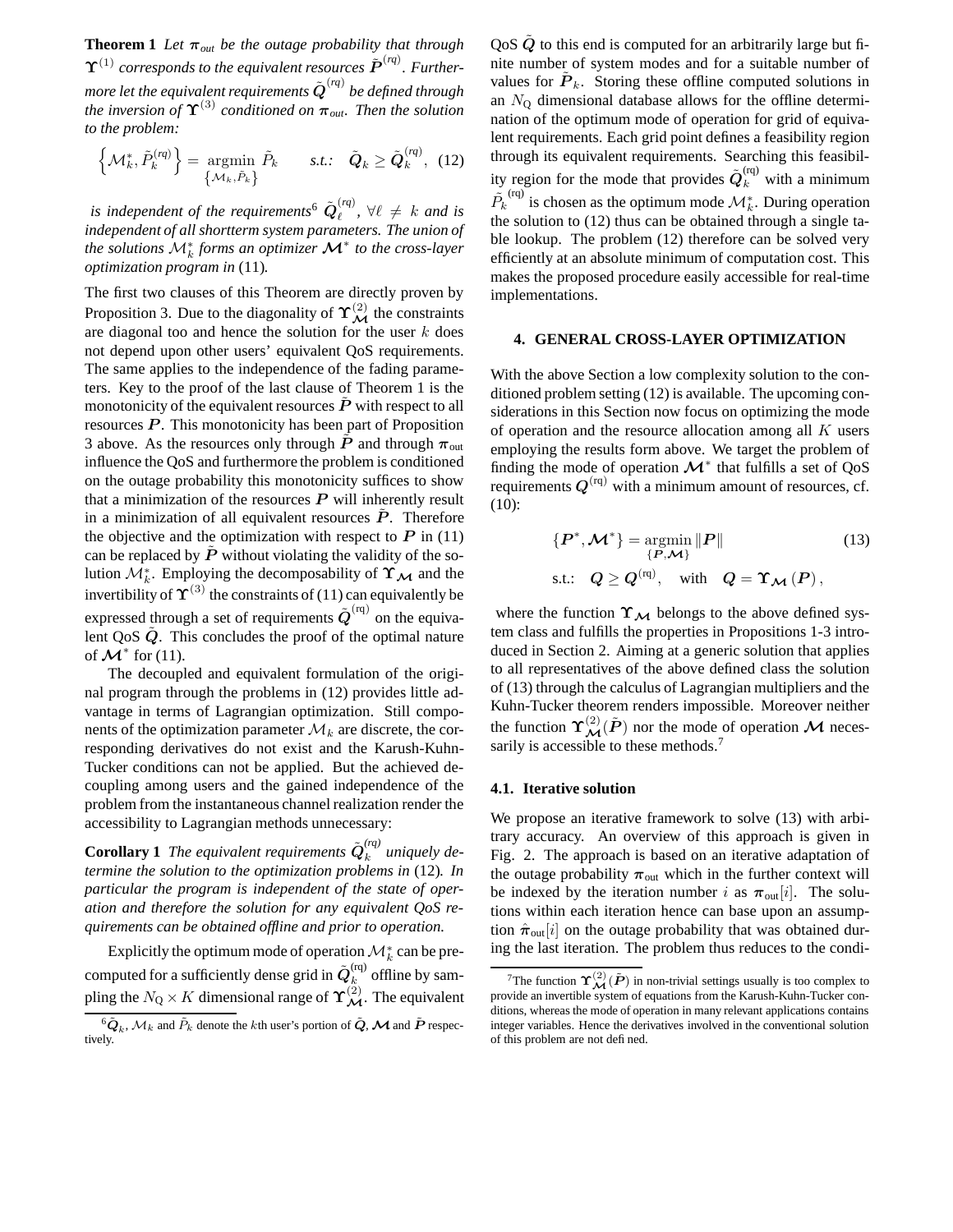**Theorem 1** *Let $\boldsymbol{\pi}_{out}$ be the outage probability that through $\boldsymbol{\Upsilon}^{(1)}$ corresponds to the equivalent resources $\tilde{\boldsymbol{P}}^{(rq)}$. Furthermore let the equivalent requirements $\tilde{\boldsymbol{Q}}^{(rq)}$ be defined through the inversion of $\boldsymbol{\Upsilon}^{(3)}$ conditioned on $\boldsymbol{\pi}_{out}$. Then the solution to the problem:*

$$\left\{\mathcal{M}_k^*, \tilde{P}_k^{(rq)}\right\} = \underset{\left\{\mathcal{M}_k, \tilde{P}_k\right\}}{\operatorname{argmin}} \; \tilde{P}_k \qquad \textit{s.t.:} \quad \tilde{\boldsymbol{Q}}_k \geq \tilde{\boldsymbol{Q}}_k^{(rq)}, \tag{12}$$

*is independent of the requirements*[6] $\tilde{\boldsymbol{Q}}_\ell^{(rq)}$*, $\forall \ell \neq k$ and is independent of all shortterm system parameters. The union of the solutions $\mathcal{M}_k^*$ forms an optimizer $\boldsymbol{\mathcal{M}}^*$ to the cross-layer optimization program in* (11)*.*

The first two clauses of this Theorem are directly proven by Proposition 3. Due to the diagonality of $\boldsymbol{\Upsilon}_{\boldsymbol{\mathcal{M}}}^{(2)}$ the constraints are diagonal too and hence the solution for the user $k$ does not depend upon other users' equivalent QoS requirements. The same applies to the independence of the fading parameters. Key to the proof of the last clause of Theorem 1 is the monotonicity of the equivalent resources $\tilde{\boldsymbol{P}}$ with respect to all resources $\boldsymbol{P}$. This monotonicity has been part of Proposition 3 above. As the resources only through $\tilde{\boldsymbol{P}}$ and through $\boldsymbol{\pi}_{\text{out}}$ influence the QoS and furthermore the problem is conditioned on the outage probability this monotonicity suffices to show that a minimization of the resources $\boldsymbol{P}$ will inherently result in a minimization of all equivalent resources $\tilde{\boldsymbol{P}}$. Therefore the objective and the optimization with respect to $\boldsymbol{P}$ in (11) can be replaced by $\tilde{\boldsymbol{P}}$ without violating the validity of the solution $\mathcal{M}_k^*$. Employing the decomposability of $\boldsymbol{\Upsilon}_{\boldsymbol{\mathcal{M}}}$ and the invertibility of $\boldsymbol{\Upsilon}^{(3)}$ the constraints of (11) can equivalently be expressed through a set of requirements $\tilde{\boldsymbol{Q}}^{(\text{rq})}$ on the equivalent QoS $\tilde{\boldsymbol{Q}}$. This concludes the proof of the optimal nature of $\boldsymbol{\mathcal{M}}^*$ for (11).

The decoupled and equivalent formulation of the original program through the problems in (12) provides little advantage in terms of Lagrangian optimization. Still components of the optimization parameter $\mathcal{M}_k$ are discrete, the corresponding derivatives do not exist and the Karush-Kuhn-Tucker conditions can not be applied. But the achieved decoupling among users and the gained independence of the problem from the instantaneous channel realization render the accessibility to Lagrangian methods unnecessary:

**Corollary 1** *The equivalent requirements $\tilde{\boldsymbol{Q}}_k^{(rq)}$ uniquely determine the solution to the optimization problems in* (12)*. In particular the program is independent of the state of operation and therefore the solution for any equivalent QoS requirements can be obtained offline and prior to operation.*

Explicitly the optimum mode of operation $\mathcal{M}_k^*$ can be precomputed for a sufficiently dense grid in $\tilde{\boldsymbol{Q}}_k^{(\text{rq})}$ offline by sampling the $N_{\text{Q}} \times K$ dimensional range of $\boldsymbol{\Upsilon}_{\boldsymbol{\mathcal{M}}}^{(2)}$. The equivalent QoS $\tilde{\boldsymbol{Q}}$ to this end is computed for an arbitrarily large but finite number of system modes and for a suitable number of values for $\tilde{\boldsymbol{P}}_k$. Storing these offline computed solutions in an $N_{\text{Q}}$ dimensional database allows for the offline determination of the optimum mode of operation for grid of equivalent requirements. Each grid point defines a feasibility region through its equivalent requirements. Searching this feasibility region for the mode that provides $\tilde{\boldsymbol{Q}}_k^{(\text{rq})}$ with a minimum $\tilde{P}_k^{(\text{rq})}$ is chosen as the optimum mode $\mathcal{M}_k^*$. During operation the solution to (12) thus can be obtained through a single table lookup. The problem (12) therefore can be solved very efficiently at an absolute minimum of computation cost. This makes the proposed procedure easily accessible for real-time implementations.

[6] $\tilde{\boldsymbol{Q}}_k$, $\mathcal{M}_k$ and $\tilde{P}_k$ denote the $k$th user's portion of $\tilde{\boldsymbol{Q}}$, $\boldsymbol{\mathcal{M}}$ and $\tilde{\boldsymbol{P}}$ respectively.

## 4. GENERAL CROSS-LAYER OPTIMIZATION

With the above Section a low complexity solution to the conditioned problem setting (12) is available. The upcoming considerations in this Section now focus on optimizing the mode of operation and the resource allocation among all $K$ users employing the results form above. We target the problem of finding the mode of operation $\boldsymbol{\mathcal{M}}^*$ that fulfills a set of QoS requirements $\boldsymbol{Q}^{(\text{rq})}$ with a minimum amount of resources, cf. (10):

$$\{\boldsymbol{P}^*, \boldsymbol{\mathcal{M}}^*\} = \underset{\{\boldsymbol{P}, \boldsymbol{\mathcal{M}}\}}{\operatorname{argmin}} \|\boldsymbol{P}\| \tag{13}$$
$$\text{s.t.:} \quad \boldsymbol{Q} \geq \boldsymbol{Q}^{(\text{rq})}, \quad \text{with} \quad \boldsymbol{Q} = \boldsymbol{\Upsilon}_{\boldsymbol{\mathcal{M}}}(\boldsymbol{P}),$$

where the function $\boldsymbol{\Upsilon}_{\boldsymbol{\mathcal{M}}}$ belongs to the above defined system class and fulfills the properties in Propositions 1-3 introduced in Section 2. Aiming at a generic solution that applies to all representatives of the above defined class the solution of (13) through the calculus of Lagrangian multipliers and the Kuhn-Tucker theorem renders impossible. Moreover neither the function $\boldsymbol{\Upsilon}_{\boldsymbol{\mathcal{M}}}^{(2)}(\tilde{\boldsymbol{P}})$ nor the mode of operation $\boldsymbol{\mathcal{M}}$ necessarily is accessible to these methods.[7]

### 4.1. Iterative solution

We propose an iterative framework to solve (13) with arbitrary accuracy. An overview of this approach is given in Fig. 2. The approach is based on an iterative adaptation of the outage probability $\boldsymbol{\pi}_{\text{out}}$ which in the further context will be indexed by the iteration number $i$ as $\boldsymbol{\pi}_{\text{out}}[i]$. The solutions within each iteration hence can base upon an assumption $\hat{\boldsymbol{\pi}}_{\text{out}}[i]$ on the outage probability that was obtained during the last iteration. The problem thus reduces to the condi-

[7] The function $\boldsymbol{\Upsilon}_{\boldsymbol{\mathcal{M}}}^{(2)}(\tilde{\boldsymbol{P}})$ in non-trivial settings usually is too complex to provide an invertible system of equations from the Karush-Kuhn-Tucker conditions, whereas the mode of operation in many relevant applications contains integer variables. Hence the derivatives involved in the conventional solution of this problem are not defined.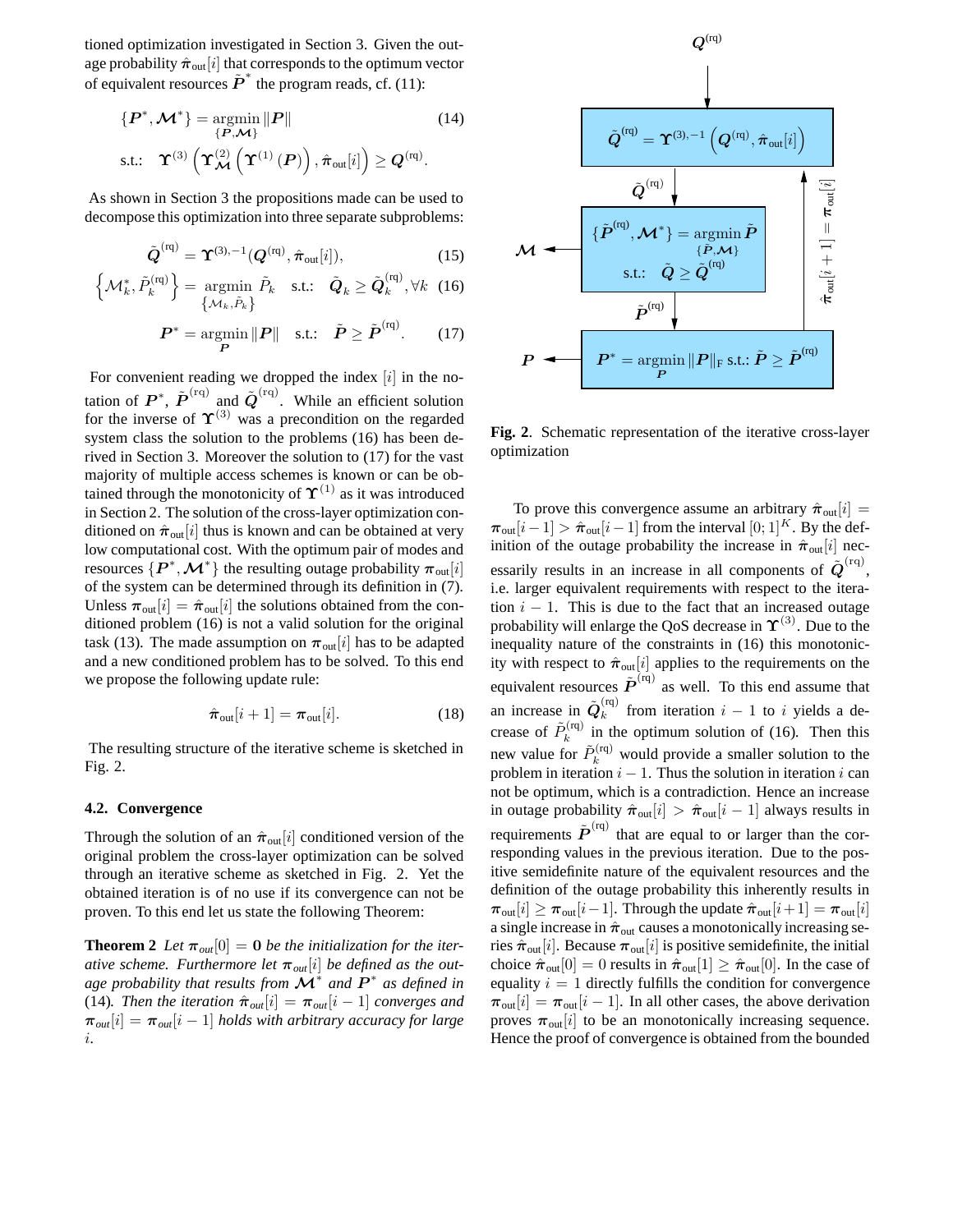tioned optimization investigated in Section 3. Given the outage probability $\hat{\boldsymbol{\pi}}_{\text{out}}[i]$ that corresponds to the optimum vector of equivalent resources $\tilde{\boldsymbol{P}}^*$ the program reads, cf. (11):

$$\{\boldsymbol{P}^*, \boldsymbol{\mathcal{M}}^*\} = \underset{\{\boldsymbol{P}, \boldsymbol{\mathcal{M}}\}}{\operatorname{argmin}} \|\boldsymbol{P}\| \quad (14)$$
$$\text{s.t.:} \quad \boldsymbol{\Upsilon}^{(3)}\left(\boldsymbol{\Upsilon}^{(2)}_{\boldsymbol{\mathcal{M}}}\left(\boldsymbol{\Upsilon}^{(1)}(\boldsymbol{P})\right), \hat{\boldsymbol{\pi}}_{\text{out}}[i]\right) \geq \boldsymbol{Q}^{(\text{rq})}.$$

As shown in Section 3 the propositions made can be used to decompose this optimization into three separate subproblems:

$$\tilde{\boldsymbol{Q}}^{(\text{rq})} = \boldsymbol{\Upsilon}^{(3),-1}(\boldsymbol{Q}^{(\text{rq})}, \hat{\boldsymbol{\pi}}_{\text{out}}[i]), \quad (15)$$

$$\left\{\mathcal{M}_k^*, \tilde{P}_k^{(\text{rq})}\right\} = \underset{\{\mathcal{M}_k, \tilde{P}_k\}}{\operatorname{argmin}} \tilde{P}_k \quad \text{s.t.:} \quad \tilde{\boldsymbol{Q}}_k \geq \tilde{\boldsymbol{Q}}_k^{(\text{rq})}, \forall k \quad (16)$$

$$\boldsymbol{P}^* = \underset{\boldsymbol{P}}{\operatorname{argmin}} \|\boldsymbol{P}\| \quad \text{s.t.:} \quad \tilde{\boldsymbol{P}} \geq \tilde{\boldsymbol{P}}^{(\text{rq})}. \quad (17)$$

For convenient reading we dropped the index $[i]$ in the notation of $\boldsymbol{P}^*$, $\tilde{\boldsymbol{P}}^{(\text{rq})}$ and $\tilde{\boldsymbol{Q}}^{(\text{rq})}$. While an efficient solution for the inverse of $\boldsymbol{\Upsilon}^{(3)}$ was a precondition on the regarded system class the solution to the problems (16) has been derived in Section 3. Moreover the solution to (17) for the vast majority of multiple access schemes is known or can be obtained through the monotonicity of $\boldsymbol{\Upsilon}^{(1)}$ as it was introduced in Section 2. The solution of the cross-layer optimization conditioned on $\hat{\boldsymbol{\pi}}_{\text{out}}[i]$ thus is known and can be obtained at very low computational cost. With the optimum pair of modes and resources $\{\boldsymbol{P}^*, \boldsymbol{\mathcal{M}}^*\}$ the resulting outage probability $\boldsymbol{\pi}_{\text{out}}[i]$ of the system can be determined through its definition in (7). Unless $\boldsymbol{\pi}_{\text{out}}[i] = \hat{\boldsymbol{\pi}}_{\text{out}}[i]$ the solutions obtained from the conditioned problem (16) is not a valid solution for the original task (13). The made assumption on $\boldsymbol{\pi}_{\text{out}}[i]$ has to be adapted and a new conditioned problem has to be solved. To this end we propose the following update rule:

$$\hat{\boldsymbol{\pi}}_{\text{out}}[i+1] = \boldsymbol{\pi}_{\text{out}}[i]. \quad (18)$$

The resulting structure of the iterative scheme is sketched in Fig. 2.

### 4.2. Convergence

Through the solution of an $\hat{\boldsymbol{\pi}}_{\text{out}}[i]$ conditioned version of the original problem the cross-layer optimization can be solved through an iterative scheme as sketched in Fig. 2. Yet the obtained iteration is of no use if its convergence can not be proven. To this end let us state the following Theorem:

**Theorem 2** *Let $\boldsymbol{\pi}_{out}[0] = \boldsymbol{0}$ be the initialization for the iterative scheme. Furthermore let $\boldsymbol{\pi}_{out}[i]$ be defined as the outage probability that results from $\boldsymbol{\mathcal{M}}^*$ and $\boldsymbol{P}^*$ as defined in* (14)*. Then the iteration $\hat{\boldsymbol{\pi}}_{out}[i] = \boldsymbol{\pi}_{out}[i-1]$ converges and $\boldsymbol{\pi}_{out}[i] = \boldsymbol{\pi}_{out}[i-1]$ holds with arbitrary accuracy for large $i$.*

$$\tilde{\boldsymbol{Q}}^{(\text{rq})} = \boldsymbol{\Upsilon}^{(3),-1}\left(\boldsymbol{Q}^{(\text{rq})}, \hat{\boldsymbol{\pi}}_{\text{out}}[i]\right)$$

$$\{\tilde{\boldsymbol{P}}^{(\text{rq})}, \boldsymbol{\mathcal{M}}^*\} = \underset{\{\tilde{\boldsymbol{P}}, \boldsymbol{\mathcal{M}}\}}{\operatorname{argmin}} \tilde{\boldsymbol{P}} \quad \text{s.t.:} \quad \tilde{\boldsymbol{Q}} \geq \tilde{\boldsymbol{Q}}^{(\text{rq})}$$

$$\boldsymbol{P}^* = \underset{\boldsymbol{P}}{\operatorname{argmin}} \|\boldsymbol{P}\|_{\text{F}} \text{ s.t.: } \tilde{\boldsymbol{P}} \geq \tilde{\boldsymbol{P}}^{(\text{rq})}$$

$\boldsymbol{Q}^{(\text{rq})}$, $\tilde{\boldsymbol{Q}}^{(\text{rq})}$, $\tilde{\boldsymbol{P}}^{(\text{rq})}$, $\boldsymbol{\mathcal{M}}$, $\boldsymbol{P}$, $\hat{\boldsymbol{\pi}}_{\text{out}}[i+1] = \boldsymbol{\pi}_{\text{out}}[i]$

**Fig. 2**. Schematic representation of the iterative cross-layer optimization

To prove this convergence assume an arbitrary $\hat{\boldsymbol{\pi}}_{\text{out}}[i] = \boldsymbol{\pi}_{\text{out}}[i-1] > \hat{\boldsymbol{\pi}}_{\text{out}}[i-1]$ from the interval $[0;1]^K$. By the definition of the outage probability the increase in $\hat{\boldsymbol{\pi}}_{\text{out}}[i]$ necessarily results in an increase in all components of $\tilde{\boldsymbol{Q}}^{(\text{rq})}$, i.e. larger equivalent requirements with respect to the iteration $i-1$. This is due to the fact that an increased outage probability will enlarge the QoS decrease in $\boldsymbol{\Upsilon}^{(3)}$. Due to the inequality nature of the constraints in (16) this monotonicity with respect to $\hat{\boldsymbol{\pi}}_{\text{out}}[i]$ applies to the requirements on the equivalent resources $\tilde{\boldsymbol{P}}^{(\text{rq})}$ as well. To this end assume that an increase in $\tilde{\boldsymbol{Q}}_k^{(\text{rq})}$ from iteration $i-1$ to $i$ yields a decrease of $\tilde{P}_k^{(\text{rq})}$ in the optimum solution of (16). Then this new value for $\tilde{P}_k^{(\text{rq})}$ would provide a smaller solution to the problem in iteration $i-1$. Thus the solution in iteration $i$ can not be optimum, which is a contradiction. Hence an increase in outage probability $\hat{\boldsymbol{\pi}}_{\text{out}}[i] > \hat{\boldsymbol{\pi}}_{\text{out}}[i-1]$ always results in requirements $\tilde{\boldsymbol{P}}^{(\text{rq})}$ that are equal to or larger than the corresponding values in the previous iteration. Due to the positive semidefinite nature of the equivalent resources and the definition of the outage probability this inherently results in $\boldsymbol{\pi}_{\text{out}}[i] \geq \boldsymbol{\pi}_{\text{out}}[i-1]$. Through the update $\hat{\boldsymbol{\pi}}_{\text{out}}[i+1] = \boldsymbol{\pi}_{\text{out}}[i]$ a single increase in $\hat{\boldsymbol{\pi}}_{\text{out}}$ causes a monotonically increasing series $\hat{\boldsymbol{\pi}}_{\text{out}}[i]$. Because $\boldsymbol{\pi}_{\text{out}}[i]$ is positive semidefinite, the initial choice $\hat{\boldsymbol{\pi}}_{\text{out}}[0] = 0$ results in $\hat{\boldsymbol{\pi}}_{\text{out}}[1] \geq \hat{\boldsymbol{\pi}}_{\text{out}}[0]$. In the case of equality $i = 1$ directly fulfills the condition for convergence $\boldsymbol{\pi}_{\text{out}}[i] = \boldsymbol{\pi}_{\text{out}}[i-1]$. In all other cases, the above derivation proves $\boldsymbol{\pi}_{\text{out}}[i]$ to be an monotonically increasing sequence. Hence the proof of convergence is obtained from the bounded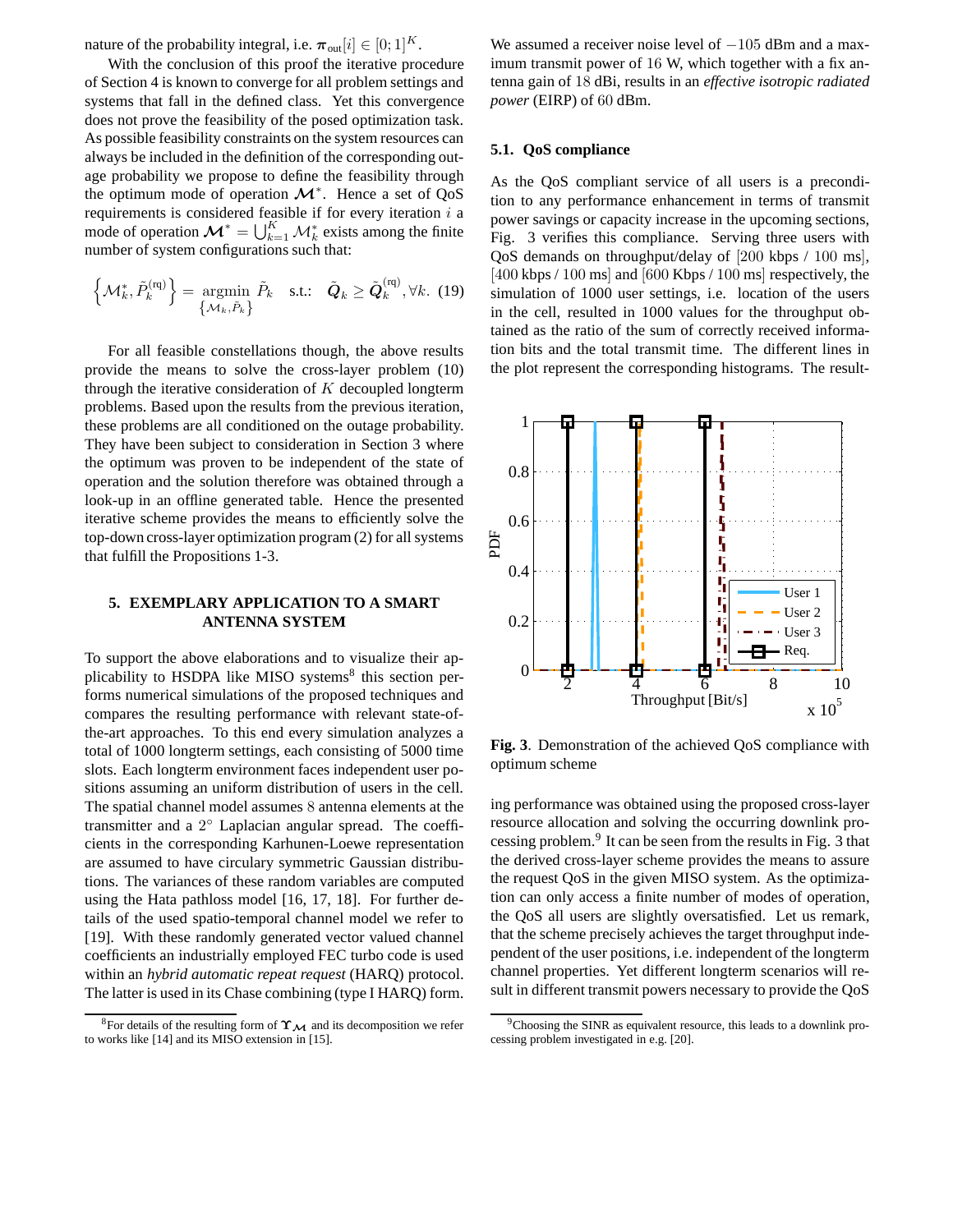nature of the probability integral, i.e. $\boldsymbol{\pi}_{\text{out}}[i] \in [0;1]^K$.

With the conclusion of this proof the iterative procedure of Section 4 is known to converge for all problem settings and systems that fall in the defined class. Yet this convergence does not prove the feasibility of the posed optimization task. As possible feasibility constraints on the system resources can always be included in the definition of the corresponding outage probability we propose to define the feasibility through the optimum mode of operation $\boldsymbol{\mathcal{M}}^*$. Hence a set of QoS requirements is considered feasible if for every iteration $i$ a mode of operation $\boldsymbol{\mathcal{M}}^* = \bigcup_{k=1}^{K} \mathcal{M}_k^*$ exists among the finite number of system configurations such that:

$$\left\{\mathcal{M}_k^*, \tilde{P}_k^{(\text{rq})}\right\} = \underset{\{\mathcal{M}_k, \tilde{P}_k\}}{\text{argmin}} \ \tilde{P}_k \quad \text{s.t.:} \quad \tilde{\boldsymbol{Q}}_k \geq \tilde{\boldsymbol{Q}}_k^{(\text{rq})}, \forall k. \quad (19)$$

For all feasible constellations though, the above results provide the means to solve the cross-layer problem (10) through the iterative consideration of $K$ decoupled longterm problems. Based upon the results from the previous iteration, these problems are all conditioned on the outage probability. They have been subject to consideration in Section 3 where the optimum was proven to be independent of the state of operation and the solution therefore was obtained through a look-up in an offline generated table. Hence the presented iterative scheme provides the means to efficiently solve the top-down cross-layer optimization program (2) for all systems that fulfill the Propositions 1-3.

## 5. EXEMPLARY APPLICATION TO A SMART ANTENNA SYSTEM

To support the above elaborations and to visualize their applicability to HSDPA like MISO systems[8] this section performs numerical simulations of the proposed techniques and compares the resulting performance with relevant state-of-the-art approaches. To this end every simulation analyzes a total of 1000 longterm settings, each consisting of 5000 time slots. Each longterm environment faces independent user positions assuming an uniform distribution of users in the cell. The spatial channel model assumes 8 antenna elements at the transmitter and a $2^\circ$ Laplacian angular spread. The coefficients in the corresponding Karhunen-Loewe representation are assumed to have circulary symmetric Gaussian distributions. The variances of these random variables are computed using the Hata pathloss model [16, 17, 18]. For further details of the used spatio-temporal channel model we refer to [19]. With these randomly generated vector valued channel coefficients an industrially employed FEC turbo code is used within an *hybrid automatic repeat request* (HARQ) protocol. The latter is used in its Chase combining (type I HARQ) form. We assumed a receiver noise level of $-105$ dBm and a maximum transmit power of 16 W, which together with a fix antenna gain of 18 dBi, results in an *effective isotropic radiated power* (EIRP) of 60 dBm.

### 5.1. QoS compliance

As the QoS compliant service of all users is a precondition to any performance enhancement in terms of transmit power savings or capacity increase in the upcoming sections, Fig. 3 verifies this compliance. Serving three users with QoS demands on throughput/delay of [200 kbps / 100 ms], [400 kbps / 100 ms] and [600 Kbps / 100 ms] respectively, the simulation of 1000 user settings, i.e. location of the users in the cell, resulted in 1000 values for the throughput obtained as the ratio of the sum of correctly received information bits and the total transmit time. The different lines in the plot represent the corresponding histograms. The resulting performance was obtained using the proposed cross-layer resource allocation and solving the occurring downlink processing problem.[9] It can be seen from the results in Fig. 3 that the derived cross-layer scheme provides the means to assure the request QoS in the given MISO system. As the optimization can only access a finite number of modes of operation, the QoS all users are slightly oversatisfied. Let us remark, that the scheme precisely achieves the target throughput independent of the user positions, i.e. independent of the longterm channel properties. Yet different longterm scenarios will result in different transmit powers necessary to provide the QoS

**Fig. 3**. Demonstration of the achieved QoS compliance with optimum scheme

[8] For details of the resulting form of $\boldsymbol{\Upsilon}_{\mathcal{M}}$ and its decomposition we refer to works like [14] and its MISO extension in [15].

[9] Choosing the SINR as equivalent resource, this leads to a downlink processing problem investigated in e.g. [20].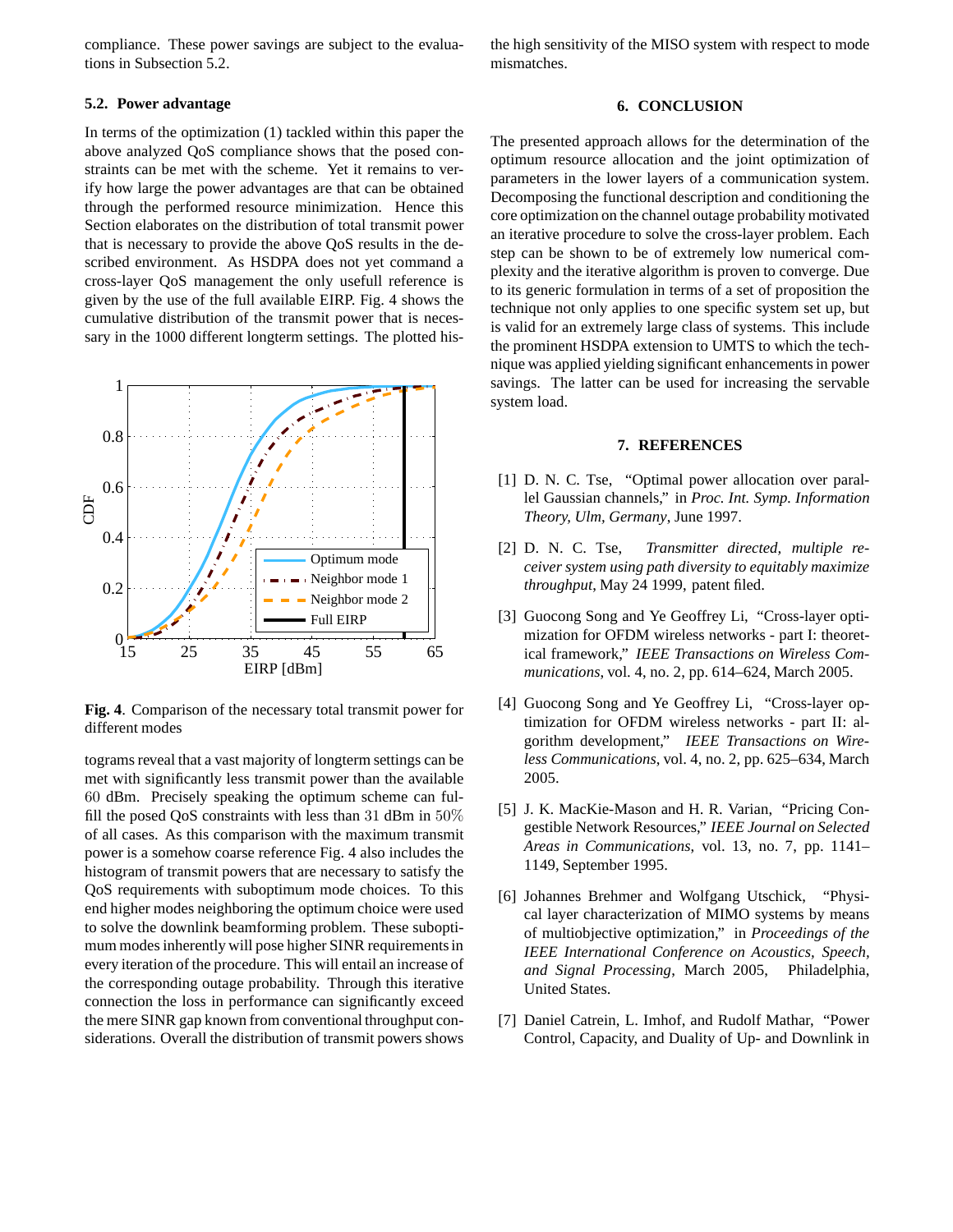compliance. These power savings are subject to the evaluations in Subsection 5.2.

### 5.2. Power advantage

In terms of the optimization (1) tackled within this paper the above analyzed QoS compliance shows that the posed constraints can be met with the scheme. Yet it remains to verify how large the power advantages are that can be obtained through the performed resource minimization. Hence this Section elaborates on the distribution of total transmit power that is necessary to provide the above QoS results in the described environment. As HSDPA does not yet command a cross-layer QoS management the only usefull reference is given by the use of the full available EIRP. Fig. 4 shows the cumulative distribution of the transmit power that is necessary in the 1000 different longterm settings. The plotted histograms reveal that a vast majority of longterm settings can be met with significantly less transmit power than the available $60$ dBm. Precisely speaking the optimum scheme can fulfill the posed QoS constraints with less than $31$ dBm in $50\%$ of all cases. As this comparison with the maximum transmit power is a somehow coarse reference Fig. 4 also includes the histogram of transmit powers that are necessary to satisfy the QoS requirements with suboptimum mode choices. To this end higher modes neighboring the optimum choice were used to solve the downlink beamforming problem. These suboptimum modes inherently will pose higher SINR requirements in every iteration of the procedure. This will entail an increase of the corresponding outage probability. Through this iterative connection the loss in performance can significantly exceed the mere SINR gap known from conventional throughput considerations. Overall the distribution of transmit powers shows the high sensitivity of the MISO system with respect to mode mismatches.

**Fig. 4**. Comparison of the necessary total transmit power for different modes

## 6. CONCLUSION

The presented approach allows for the determination of the optimum resource allocation and the joint optimization of parameters in the lower layers of a communication system. Decomposing the functional description and conditioning the core optimization on the channel outage probability motivated an iterative procedure to solve the cross-layer problem. Each step can be shown to be of extremely low numerical complexity and the iterative algorithm is proven to converge. Due to its generic formulation in terms of a set of proposition the technique not only applies to one specific system set up, but is valid for an extremely large class of systems. This include the prominent HSDPA extension to UMTS to which the technique was applied yielding significant enhancements in power savings. The latter can be used for increasing the servable system load.

## 7. REFERENCES

[1] D. N. C. Tse, "Optimal power allocation over parallel Gaussian channels," in *Proc. Int. Symp. Information Theory, Ulm, Germany*, June 1997.

[2] D. N. C. Tse, *Transmitter directed, multiple receiver system using path diversity to equitably maximize throughput*, May 24 1999, patent filed.

[3] Guocong Song and Ye Geoffrey Li, "Cross-layer optimization for OFDM wireless networks - part I: theoretical framework," *IEEE Transactions on Wireless Communications*, vol. 4, no. 2, pp. 614–624, March 2005.

[4] Guocong Song and Ye Geoffrey Li, "Cross-layer optimization for OFDM wireless networks - part II: algorithm development," *IEEE Transactions on Wireless Communications*, vol. 4, no. 2, pp. 625–634, March 2005.

[5] J. K. MacKie-Mason and H. R. Varian, "Pricing Congestible Network Resources," *IEEE Journal on Selected Areas in Communications*, vol. 13, no. 7, pp. 1141–1149, September 1995.

[6] Johannes Brehmer and Wolfgang Utschick, "Physical layer characterization of MIMO systems by means of multiobjective optimization," in *Proceedings of the IEEE International Conference on Acoustics, Speech, and Signal Processing*, March 2005, Philadelphia, United States.

[7] Daniel Catrein, L. Imhof, and Rudolf Mathar, "Power Control, Capacity, and Duality of Up- and Downlink in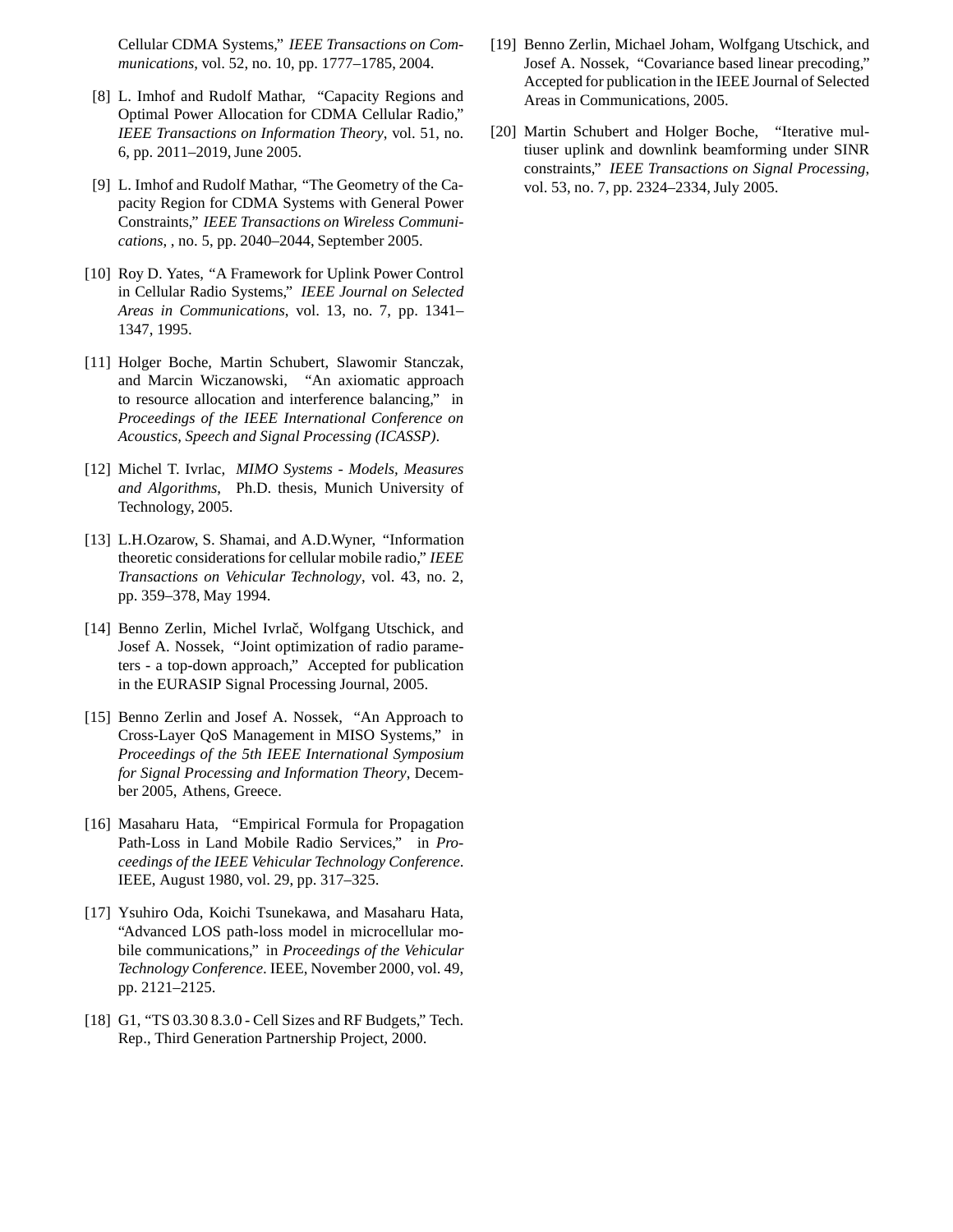Cellular CDMA Systems," *IEEE Transactions on Communications*, vol. 52, no. 10, pp. 1777–1785, 2004.

[8] L. Imhof and Rudolf Mathar, "Capacity Regions and Optimal Power Allocation for CDMA Cellular Radio," *IEEE Transactions on Information Theory*, vol. 51, no. 6, pp. 2011–2019, June 2005.

[9] L. Imhof and Rudolf Mathar, "The Geometry of the Capacity Region for CDMA Systems with General Power Constraints," *IEEE Transactions on Wireless Communications*, , no. 5, pp. 2040–2044, September 2005.

[10] Roy D. Yates, "A Framework for Uplink Power Control in Cellular Radio Systems," *IEEE Journal on Selected Areas in Communications*, vol. 13, no. 7, pp. 1341–1347, 1995.

[11] Holger Boche, Martin Schubert, Slawomir Stanczak, and Marcin Wiczanowski, "An axiomatic approach to resource allocation and interference balancing," in *Proceedings of the IEEE International Conference on Acoustics, Speech and Signal Processing (ICASSP)*.

[12] Michel T. Ivrlac, *MIMO Systems - Models, Measures and Algorithms*, Ph.D. thesis, Munich University of Technology, 2005.

[13] L.H.Ozarow, S. Shamai, and A.D.Wyner, "Information theoretic considerations for cellular mobile radio," *IEEE Transactions on Vehicular Technology*, vol. 43, no. 2, pp. 359–378, May 1994.

[14] Benno Zerlin, Michel Ivrlač, Wolfgang Utschick, and Josef A. Nossek, "Joint optimization of radio parameters - a top-down approach," Accepted for publication in the EURASIP Signal Processing Journal, 2005.

[15] Benno Zerlin and Josef A. Nossek, "An Approach to Cross-Layer QoS Management in MISO Systems," in *Proceedings of the 5th IEEE International Symposium for Signal Processing and Information Theory*, December 2005, Athens, Greece.

[16] Masaharu Hata, "Empirical Formula for Propagation Path-Loss in Land Mobile Radio Services," in *Proceedings of the IEEE Vehicular Technology Conference*. IEEE, August 1980, vol. 29, pp. 317–325.

[17] Ysuhiro Oda, Koichi Tsunekawa, and Masaharu Hata, "Advanced LOS path-loss model in microcellular mobile communications," in *Proceedings of the Vehicular Technology Conference*. IEEE, November 2000, vol. 49, pp. 2121–2125.

[18] G1, "TS 03.30 8.3.0 - Cell Sizes and RF Budgets," Tech. Rep., Third Generation Partnership Project, 2000.

[19] Benno Zerlin, Michael Joham, Wolfgang Utschick, and Josef A. Nossek, "Covariance based linear precoding," Accepted for publication in the IEEE Journal of Selected Areas in Communications, 2005.

[20] Martin Schubert and Holger Boche, "Iterative multiuser uplink and downlink beamforming under SINR constraints," *IEEE Transactions on Signal Processing*, vol. 53, no. 7, pp. 2324–2334, July 2005.